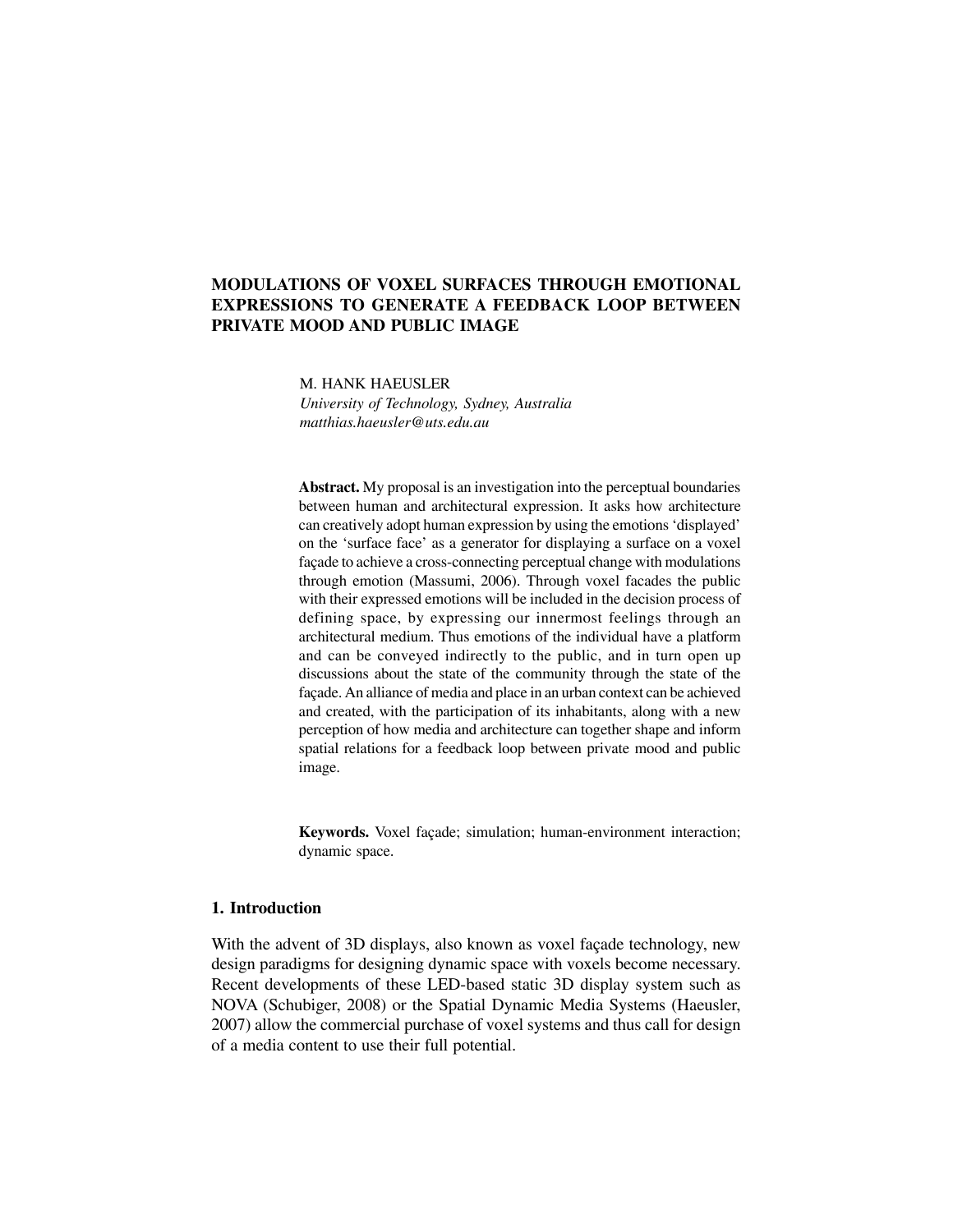# MODULATIONS OF VOXEL SURFACES THROUGH EMOTIONAL EXPRESSIONS TO GENERATE A FEEDBACK LOOP BETWEEN PRIVATE MOOD AND PUBLIC IMAGE

M. HANK HAEUSLER
*University of Technology, Sydney, Australia*
*matthias.haeusler@uts.edu.au*

**Abstract.** My proposal is an investigation into the perceptual boundaries between human and architectural expression. It asks how architecture can creatively adopt human expression by using the emotions 'displayed' on the 'surface face' as a generator for displaying a surface on a voxel façade to achieve a cross-connecting perceptual change with modulations through emotion (Massumi, 2006). Through voxel facades the public with their expressed emotions will be included in the decision process of defining space, by expressing our innermost feelings through an architectural medium. Thus emotions of the individual have a platform and can be conveyed indirectly to the public, and in turn open up discussions about the state of the community through the state of the façade. An alliance of media and place in an urban context can be achieved and created, with the participation of its inhabitants, along with a new perception of how media and architecture can together shape and inform spatial relations for a feedback loop between private mood and public image.

**Keywords.** Voxel façade; simulation; human-environment interaction; dynamic space.

## 1. Introduction

With the advent of 3D displays, also known as voxel façade technology, new design paradigms for designing dynamic space with voxels become necessary. Recent developments of these LED-based static 3D display system such as NOVA (Schubiger, 2008) or the Spatial Dynamic Media Systems (Haeusler, 2007) allow the commercial purchase of voxel systems and thus call for design of a media content to use their full potential.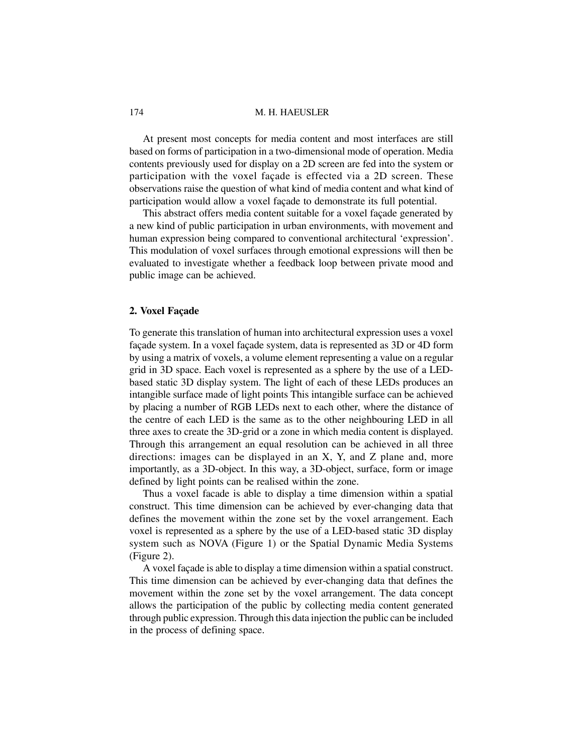At present most concepts for media content and most interfaces are still based on forms of participation in a two-dimensional mode of operation. Media contents previously used for display on a 2D screen are fed into the system or participation with the voxel façade is effected via a 2D screen. These observations raise the question of what kind of media content and what kind of participation would allow a voxel façade to demonstrate its full potential.

This abstract offers media content suitable for a voxel façade generated by a new kind of public participation in urban environments, with movement and human expression being compared to conventional architectural 'expression'. This modulation of voxel surfaces through emotional expressions will then be evaluated to investigate whether a feedback loop between private mood and public image can be achieved.

## 2. Voxel Façade

To generate this translation of human into architectural expression uses a voxel façade system. In a voxel façade system, data is represented as 3D or 4D form by using a matrix of voxels, a volume element representing a value on a regular grid in 3D space. Each voxel is represented as a sphere by the use of a LED-based static 3D display system. The light of each of these LEDs produces an intangible surface made of light points This intangible surface can be achieved by placing a number of RGB LEDs next to each other, where the distance of the centre of each LED is the same as to the other neighbouring LED in all three axes to create the 3D-grid or a zone in which media content is displayed. Through this arrangement an equal resolution can be achieved in all three directions: images can be displayed in an X, Y, and Z plane and, more importantly, as a 3D-object. In this way, a 3D-object, surface, form or image defined by light points can be realised within the zone.

Thus a voxel facade is able to display a time dimension within a spatial construct. This time dimension can be achieved by ever-changing data that defines the movement within the zone set by the voxel arrangement. Each voxel is represented as a sphere by the use of a LED-based static 3D display system such as NOVA (Figure 1) or the Spatial Dynamic Media Systems (Figure 2).

A voxel façade is able to display a time dimension within a spatial construct. This time dimension can be achieved by ever-changing data that defines the movement within the zone set by the voxel arrangement. The data concept allows the participation of the public by collecting media content generated through public expression. Through this data injection the public can be included in the process of defining space.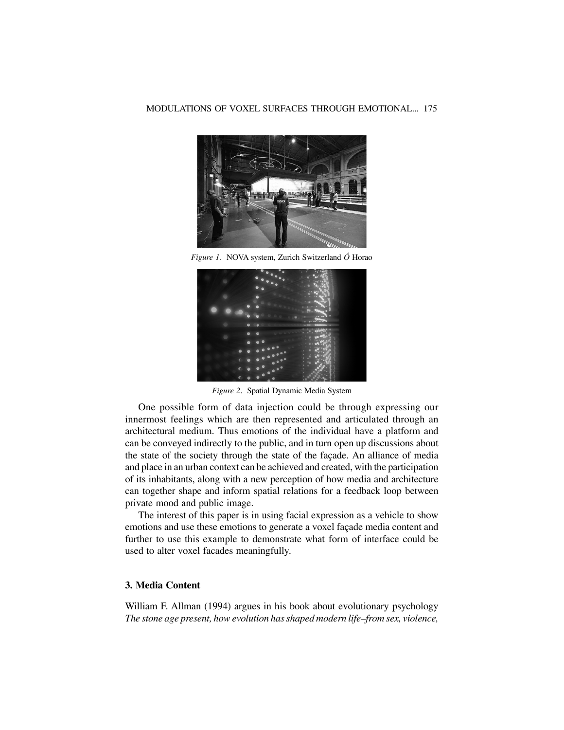*Figure 1.* NOVA system, Zurich Switzerland Ó Horao

*Figure 2.* Spatial Dynamic Media System

One possible form of data injection could be through expressing our innermost feelings which are then represented and articulated through an architectural medium. Thus emotions of the individual have a platform and can be conveyed indirectly to the public, and in turn open up discussions about the state of the society through the state of the façade. An alliance of media and place in an urban context can be achieved and created, with the participation of its inhabitants, along with a new perception of how media and architecture can together shape and inform spatial relations for a feedback loop between private mood and public image.

The interest of this paper is in using facial expression as a vehicle to show emotions and use these emotions to generate a voxel façade media content and further to use this example to demonstrate what form of interface could be used to alter voxel facades meaningfully.

## 3. Media Content

William F. Allman (1994) argues in his book about evolutionary psychology *The stone age present, how evolution has shaped modern life–from sex, violence,*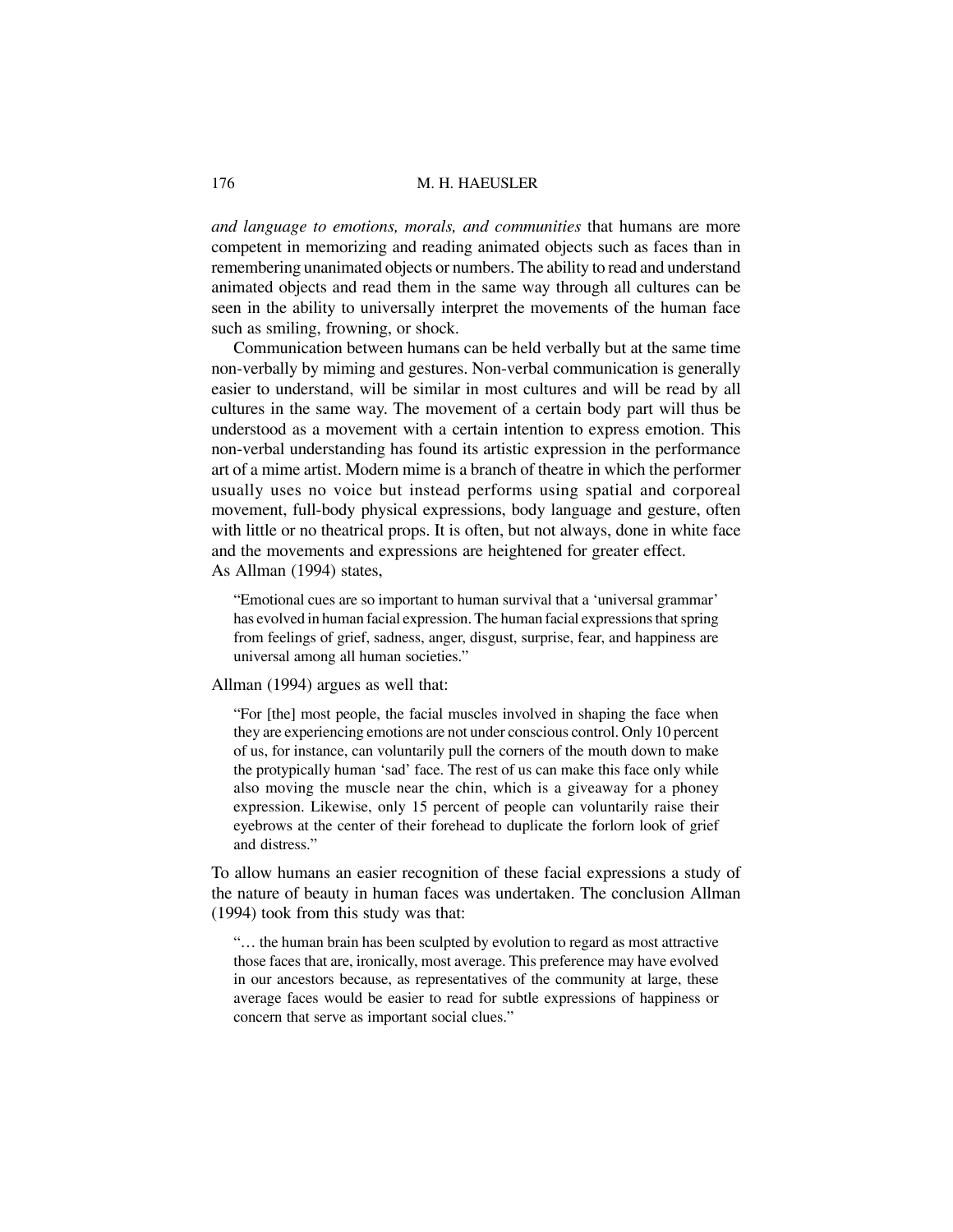*and language to emotions, morals, and communities* that humans are more competent in memorizing and reading animated objects such as faces than in remembering unanimated objects or numbers. The ability to read and understand animated objects and read them in the same way through all cultures can be seen in the ability to universally interpret the movements of the human face such as smiling, frowning, or shock.

Communication between humans can be held verbally but at the same time non-verbally by miming and gestures. Non-verbal communication is generally easier to understand, will be similar in most cultures and will be read by all cultures in the same way. The movement of a certain body part will thus be understood as a movement with a certain intention to express emotion. This non-verbal understanding has found its artistic expression in the performance art of a mime artist. Modern mime is a branch of theatre in which the performer usually uses no voice but instead performs using spatial and corporeal movement, full-body physical expressions, body language and gesture, often with little or no theatrical props. It is often, but not always, done in white face and the movements and expressions are heightened for greater effect.
As Allman (1994) states,

> "Emotional cues are so important to human survival that a 'universal grammar' has evolved in human facial expression. The human facial expressions that spring from feelings of grief, sadness, anger, disgust, surprise, fear, and happiness are universal among all human societies."

Allman (1994) argues as well that:

> "For [the] most people, the facial muscles involved in shaping the face when they are experiencing emotions are not under conscious control. Only 10 percent of us, for instance, can voluntarily pull the corners of the mouth down to make the protypically human 'sad' face. The rest of us can make this face only while also moving the muscle near the chin, which is a giveaway for a phoney expression. Likewise, only 15 percent of people can voluntarily raise their eyebrows at the center of their forehead to duplicate the forlorn look of grief and distress."

To allow humans an easier recognition of these facial expressions a study of the nature of beauty in human faces was undertaken. The conclusion Allman (1994) took from this study was that:

> "… the human brain has been sculpted by evolution to regard as most attractive those faces that are, ironically, most average. This preference may have evolved in our ancestors because, as representatives of the community at large, these average faces would be easier to read for subtle expressions of happiness or concern that serve as important social clues."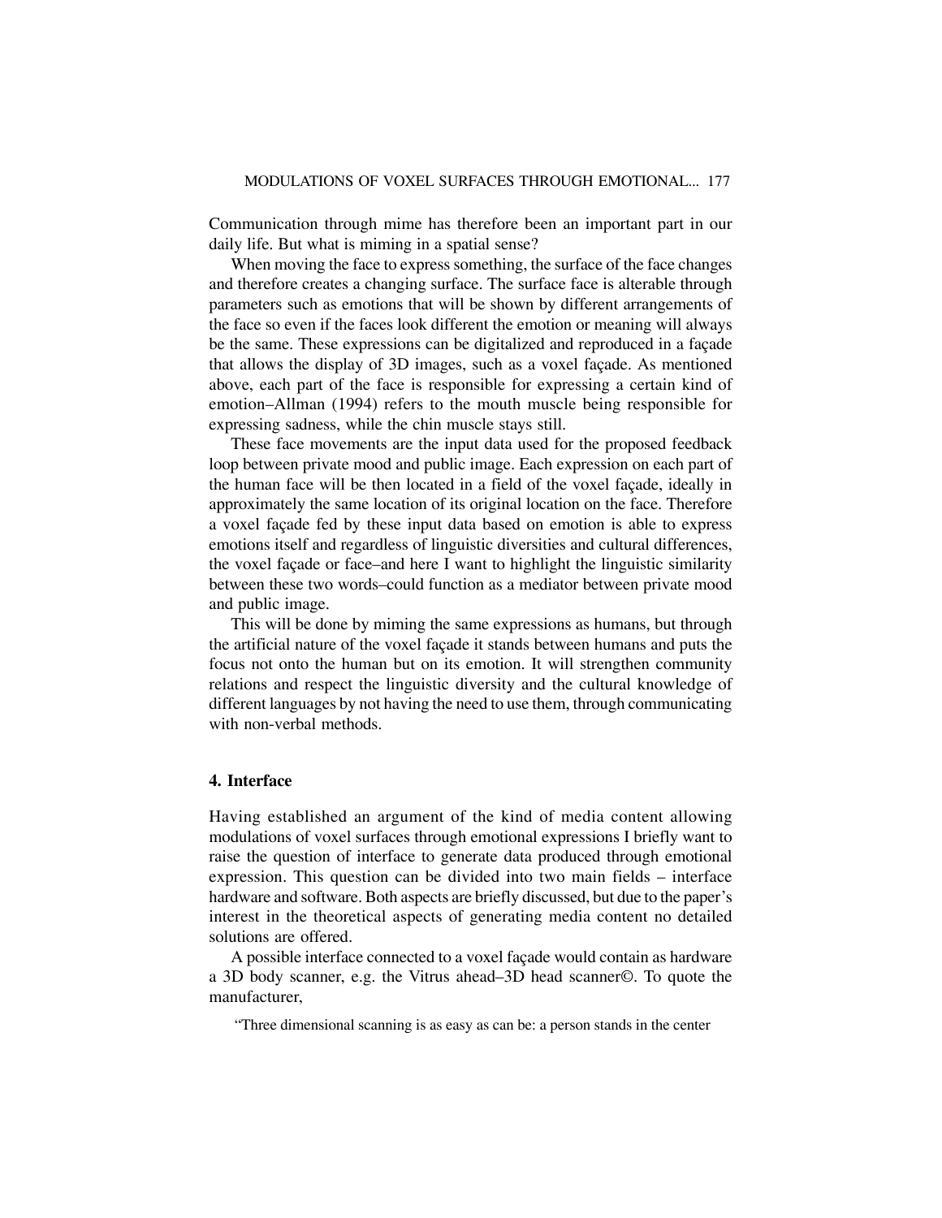Communication through mime has therefore been an important part in our daily life. But what is miming in a spatial sense?

When moving the face to express something, the surface of the face changes and therefore creates a changing surface. The surface face is alterable through parameters such as emotions that will be shown by different arrangements of the face so even if the faces look different the emotion or meaning will always be the same. These expressions can be digitalized and reproduced in a façade that allows the display of 3D images, such as a voxel façade. As mentioned above, each part of the face is responsible for expressing a certain kind of emotion–Allman (1994) refers to the mouth muscle being responsible for expressing sadness, while the chin muscle stays still.

These face movements are the input data used for the proposed feedback loop between private mood and public image. Each expression on each part of the human face will be then located in a field of the voxel façade, ideally in approximately the same location of its original location on the face. Therefore a voxel façade fed by these input data based on emotion is able to express emotions itself and regardless of linguistic diversities and cultural differences, the voxel façade or face–and here I want to highlight the linguistic similarity between these two words–could function as a mediator between private mood and public image.

This will be done by miming the same expressions as humans, but through the artificial nature of the voxel façade it stands between humans and puts the focus not onto the human but on its emotion. It will strengthen community relations and respect the linguistic diversity and the cultural knowledge of different languages by not having the need to use them, through communicating with non-verbal methods.

## 4. Interface

Having established an argument of the kind of media content allowing modulations of voxel surfaces through emotional expressions I briefly want to raise the question of interface to generate data produced through emotional expression. This question can be divided into two main fields – interface hardware and software. Both aspects are briefly discussed, but due to the paper's interest in the theoretical aspects of generating media content no detailed solutions are offered.

A possible interface connected to a voxel façade would contain as hardware a 3D body scanner, e.g. the Vitrus ahead–3D head scanner©. To quote the manufacturer,

> "Three dimensional scanning is as easy as can be: a person stands in the center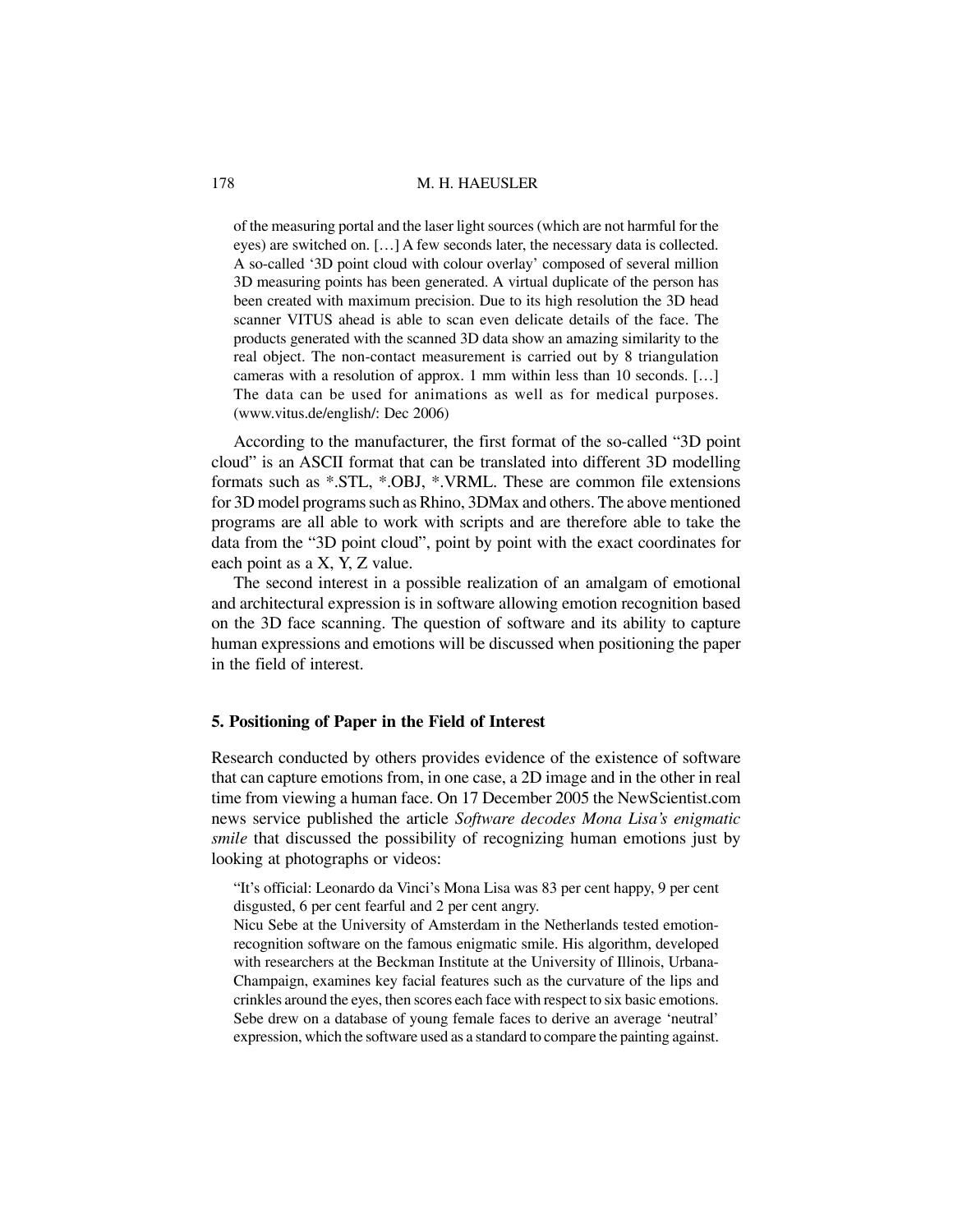> of the measuring portal and the laser light sources (which are not harmful for the eyes) are switched on. […] A few seconds later, the necessary data is collected. A so-called '3D point cloud with colour overlay' composed of several million 3D measuring points has been generated. A virtual duplicate of the person has been created with maximum precision. Due to its high resolution the 3D head scanner VITUS ahead is able to scan even delicate details of the face. The products generated with the scanned 3D data show an amazing similarity to the real object. The non-contact measurement is carried out by 8 triangulation cameras with a resolution of approx. 1 mm within less than 10 seconds. […] The data can be used for animations as well as for medical purposes. (www.vitus.de/english/: Dec 2006)

According to the manufacturer, the first format of the so-called "3D point cloud" is an ASCII format that can be translated into different 3D modelling formats such as *.STL, *.OBJ, *.VRML. These are common file extensions for 3D model programs such as Rhino, 3DMax and others. The above mentioned programs are all able to work with scripts and are therefore able to take the data from the "3D point cloud", point by point with the exact coordinates for each point as a X, Y, Z value.

The second interest in a possible realization of an amalgam of emotional and architectural expression is in software allowing emotion recognition based on the 3D face scanning. The question of software and its ability to capture human expressions and emotions will be discussed when positioning the paper in the field of interest.

## 5. Positioning of Paper in the Field of Interest

Research conducted by others provides evidence of the existence of software that can capture emotions from, in one case, a 2D image and in the other in real time from viewing a human face. On 17 December 2005 the NewScientist.com news service published the article *Software decodes Mona Lisa's enigmatic smile* that discussed the possibility of recognizing human emotions just by looking at photographs or videos:

> "It's official: Leonardo da Vinci's Mona Lisa was 83 per cent happy, 9 per cent disgusted, 6 per cent fearful and 2 per cent angry.
>
> Nicu Sebe at the University of Amsterdam in the Netherlands tested emotion-recognition software on the famous enigmatic smile. His algorithm, developed with researchers at the Beckman Institute at the University of Illinois, Urbana-Champaign, examines key facial features such as the curvature of the lips and crinkles around the eyes, then scores each face with respect to six basic emotions. Sebe drew on a database of young female faces to derive an average 'neutral' expression, which the software used as a standard to compare the painting against.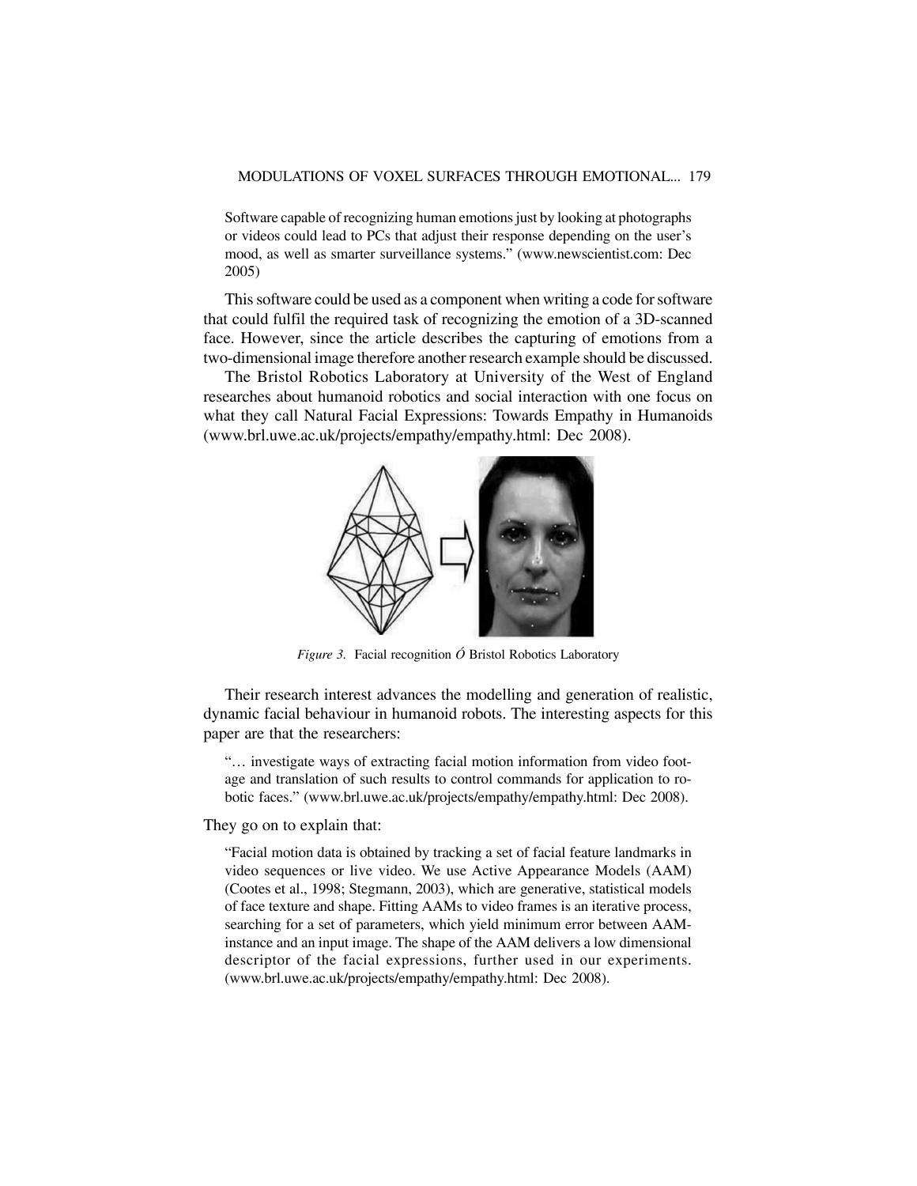> Software capable of recognizing human emotions just by looking at photographs or videos could lead to PCs that adjust their response depending on the user's mood, as well as smarter surveillance systems." (www.newscientist.com: Dec 2005)

This software could be used as a component when writing a code for software that could fulfil the required task of recognizing the emotion of a 3D-scanned face. However, since the article describes the capturing of emotions from a two-dimensional image therefore another research example should be discussed.

The Bristol Robotics Laboratory at University of the West of England researches about humanoid robotics and social interaction with one focus on what they call Natural Facial Expressions: Towards Empathy in Humanoids (www.brl.uwe.ac.uk/projects/empathy/empathy.html: Dec 2008).

*Figure 3.* Facial recognition Ó Bristol Robotics Laboratory

Their research interest advances the modelling and generation of realistic, dynamic facial behaviour in humanoid robots. The interesting aspects for this paper are that the researchers:

> "… investigate ways of extracting facial motion information from video footage and translation of such results to control commands for application to robotic faces." (www.brl.uwe.ac.uk/projects/empathy/empathy.html: Dec 2008).

They go on to explain that:

> "Facial motion data is obtained by tracking a set of facial feature landmarks in video sequences or live video. We use Active Appearance Models (AAM) (Cootes et al., 1998; Stegmann, 2003), which are generative, statistical models of face texture and shape. Fitting AAMs to video frames is an iterative process, searching for a set of parameters, which yield minimum error between AAM-instance and an input image. The shape of the AAM delivers a low dimensional descriptor of the facial expressions, further used in our experiments. (www.brl.uwe.ac.uk/projects/empathy/empathy.html: Dec 2008).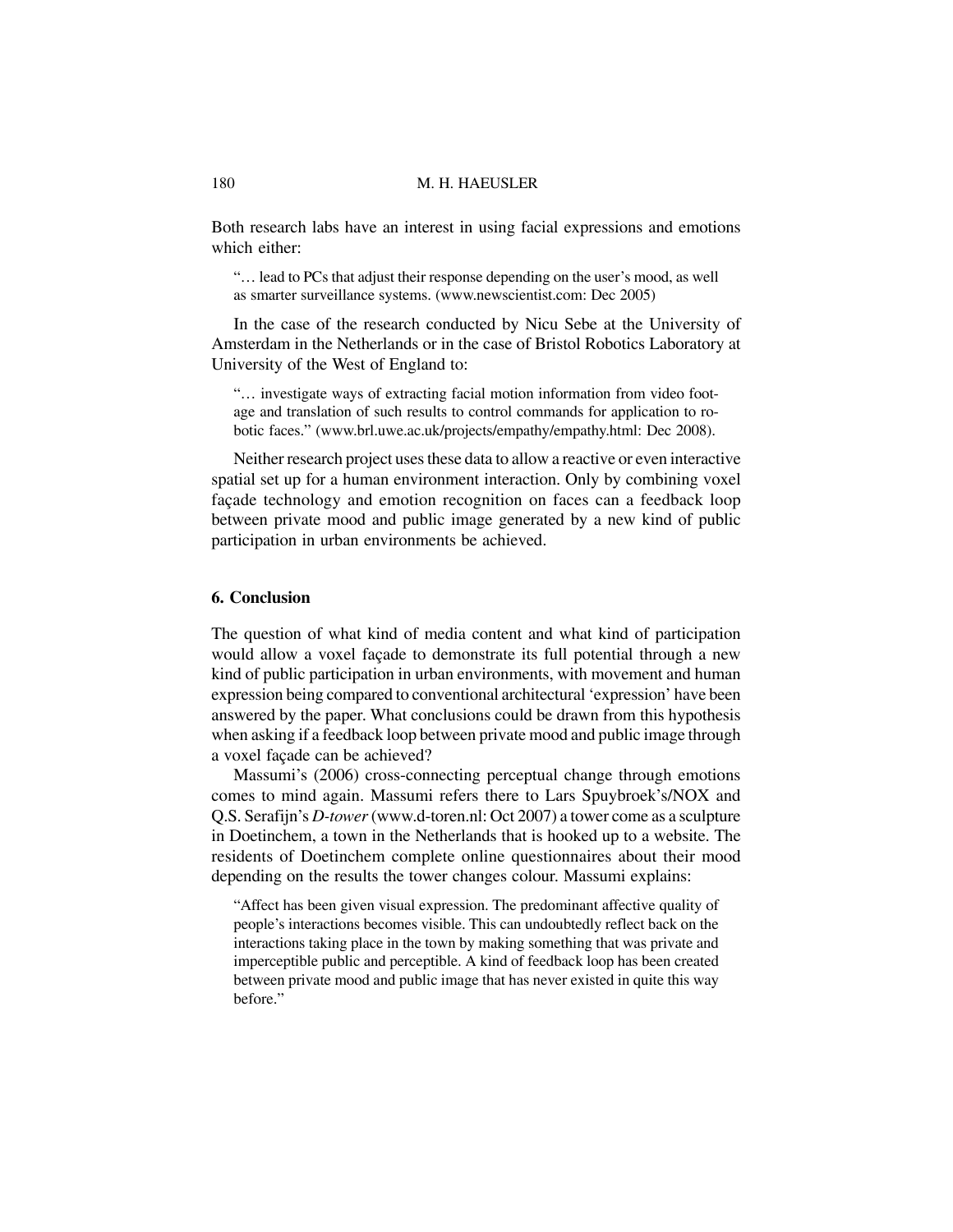Both research labs have an interest in using facial expressions and emotions which either:

> "… lead to PCs that adjust their response depending on the user's mood, as well as smarter surveillance systems. (www.newscientist.com: Dec 2005)

In the case of the research conducted by Nicu Sebe at the University of Amsterdam in the Netherlands or in the case of Bristol Robotics Laboratory at University of the West of England to:

> "… investigate ways of extracting facial motion information from video footage and translation of such results to control commands for application to robotic faces." (www.brl.uwe.ac.uk/projects/empathy/empathy.html: Dec 2008).

Neither research project uses these data to allow a reactive or even interactive spatial set up for a human environment interaction. Only by combining voxel façade technology and emotion recognition on faces can a feedback loop between private mood and public image generated by a new kind of public participation in urban environments be achieved.

## 6. Conclusion

The question of what kind of media content and what kind of participation would allow a voxel façade to demonstrate its full potential through a new kind of public participation in urban environments, with movement and human expression being compared to conventional architectural 'expression' have been answered by the paper. What conclusions could be drawn from this hypothesis when asking if a feedback loop between private mood and public image through a voxel façade can be achieved?

Massumi's (2006) cross-connecting perceptual change through emotions comes to mind again. Massumi refers there to Lars Spuybroek's/NOX and Q.S. Serafijn's *D-tower* (www.d-toren.nl: Oct 2007) a tower come as a sculpture in Doetinchem, a town in the Netherlands that is hooked up to a website. The residents of Doetinchem complete online questionnaires about their mood depending on the results the tower changes colour. Massumi explains:

> "Affect has been given visual expression. The predominant affective quality of people's interactions becomes visible. This can undoubtedly reflect back on the interactions taking place in the town by making something that was private and imperceptible public and perceptible. A kind of feedback loop has been created between private mood and public image that has never existed in quite this way before."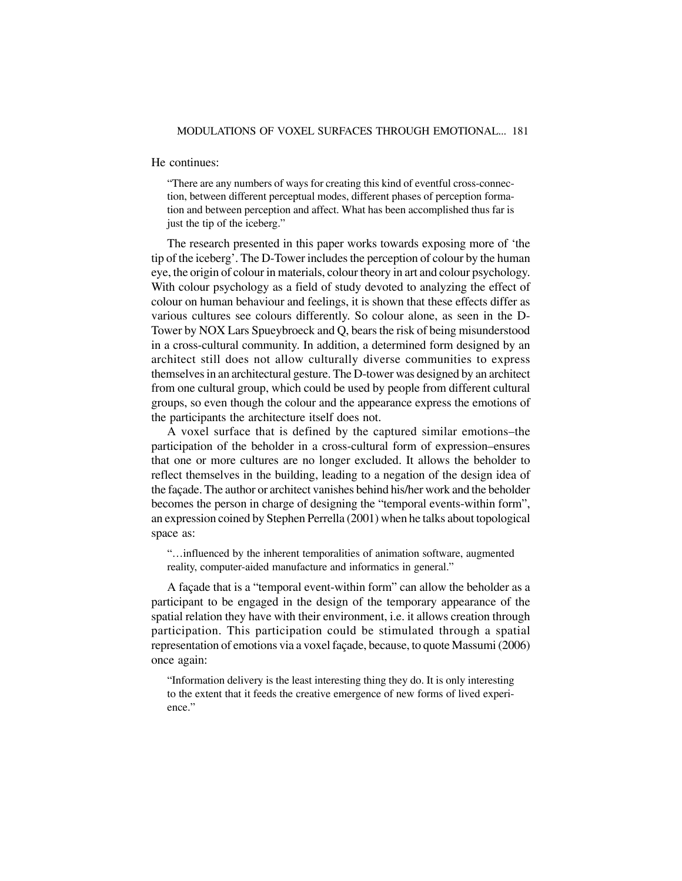He continues:

> "There are any numbers of ways for creating this kind of eventful cross-connection, between different perceptual modes, different phases of perception formation and between perception and affect. What has been accomplished thus far is just the tip of the iceberg."

The research presented in this paper works towards exposing more of 'the tip of the iceberg'. The D-Tower includes the perception of colour by the human eye, the origin of colour in materials, colour theory in art and colour psychology. With colour psychology as a field of study devoted to analyzing the effect of colour on human behaviour and feelings, it is shown that these effects differ as various cultures see colours differently. So colour alone, as seen in the D-Tower by NOX Lars Spueybroeck and Q, bears the risk of being misunderstood in a cross-cultural community. In addition, a determined form designed by an architect still does not allow culturally diverse communities to express themselves in an architectural gesture. The D-tower was designed by an architect from one cultural group, which could be used by people from different cultural groups, so even though the colour and the appearance express the emotions of the participants the architecture itself does not.

A voxel surface that is defined by the captured similar emotions–the participation of the beholder in a cross-cultural form of expression–ensures that one or more cultures are no longer excluded. It allows the beholder to reflect themselves in the building, leading to a negation of the design idea of the façade. The author or architect vanishes behind his/her work and the beholder becomes the person in charge of designing the "temporal events-within form", an expression coined by Stephen Perrella (2001) when he talks about topological space as:

> "…influenced by the inherent temporalities of animation software, augmented reality, computer-aided manufacture and informatics in general."

A façade that is a "temporal event-within form" can allow the beholder as a participant to be engaged in the design of the temporary appearance of the spatial relation they have with their environment, i.e. it allows creation through participation. This participation could be stimulated through a spatial representation of emotions via a voxel façade, because, to quote Massumi (2006) once again:

> "Information delivery is the least interesting thing they do. It is only interesting to the extent that it feeds the creative emergence of new forms of lived experience."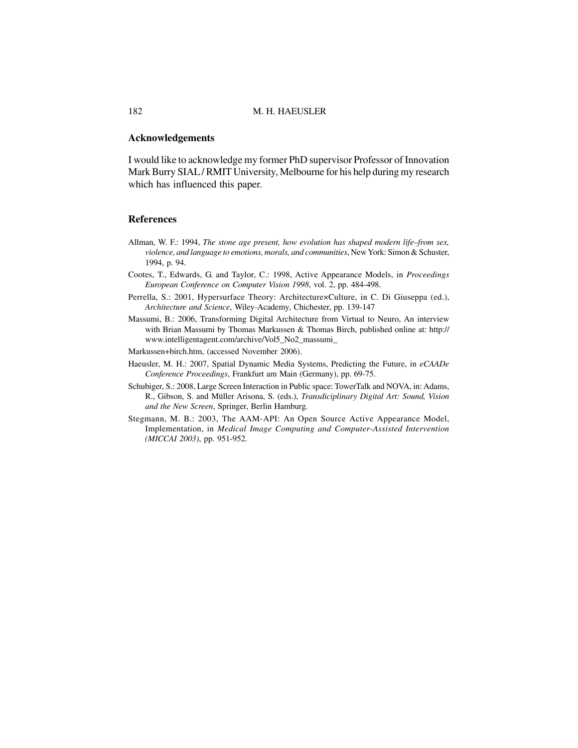## Acknowledgements

I would like to acknowledge my former PhD supervisor Professor of Innovation Mark Burry SIAL / RMIT University, Melbourne for his help during my research which has influenced this paper.

## References

Allman, W. F.: 1994, *The stone age present, how evolution has shaped modern life–from sex, violence, and language to emotions, morals, and communities*, New York: Simon & Schuster, 1994, p. 94.

Cootes, T., Edwards, G. and Taylor, C.: 1998, Active Appearance Models, in *Proceedings European Conference on Computer Vision 1998*, vol. 2, pp. 484-498.

Perrella, S.: 2001, Hypersurface Theory: Architecture×Culture, in C. Di Giuseppa (ed.), *Architecture and Science*, Wiley-Academy, Chichester, pp. 139-147

Massumi, B.: 2006, Transforming Digital Architecture from Virtual to Neuro, An interview with Brian Massumi by Thomas Markussen & Thomas Birch, published online at: http://www.intelligentagent.com/archive/Vol5_No2_massumi_

Markussen+birch.htm, (accessed November 2006).

Haeusler, M. H.: 2007, Spatial Dynamic Media Systems, Predicting the Future, in *eCAADe Conference Proceedings*, Frankfurt am Main (Germany), pp. 69-75.

Schubiger, S.: 2008, Large Screen Interaction in Public space: TowerTalk and NOVA, in: Adams, R., Gibson, S. and Müller Arisona, S. (eds.), *Transdiciplinary Digital Art: Sound, Vision and the New Screen*, Springer, Berlin Hamburg.

Stegmann, M. B.: 2003, The AAM-API: An Open Source Active Appearance Model, Implementation, in *Medical Image Computing and Computer-Assisted Intervention (MICCAI 2003)*, pp. 951-952.